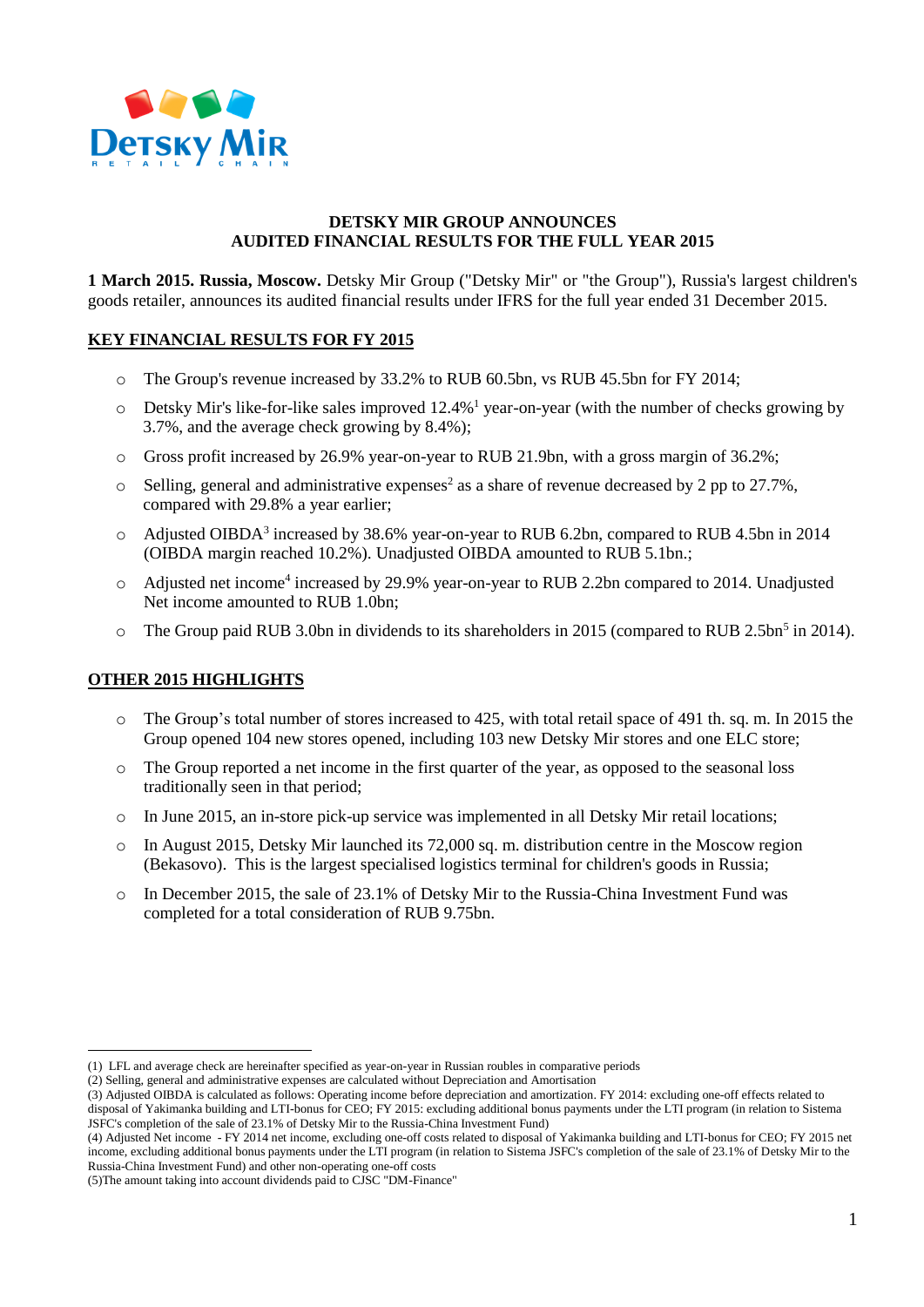# DETSKY MIR GROUP ANNOUNCES AUDITED FINANCIAL RESULTS FOR THE FULL YEAR 2015

**1 March 2015. Russia, Moscow.** Detsky Mir Group ("Detsky Mir" or "the Group"), Russia's largest children's goods retailer, announces its audited financial results under IFRS for the full year ended 31 December 2015.

## KEY FINANCIAL RESULTS FOR FY 2015

- The Group's revenue increased by 33.2% to RUB 60.5bn, vs RUB 45.5bn for FY 2014;
- Detsky Mir's like-for-like sales improved 12.4%[1] year-on-year (with the number of checks growing by 3.7%, and the average check growing by 8.4%);
- Gross profit increased by 26.9% year-on-year to RUB 21.9bn, with a gross margin of 36.2%;
- Selling, general and administrative expenses[2] as a share of revenue decreased by 2 pp to 27.7%, compared with 29.8% a year earlier;
- Adjusted OIBDA[3] increased by 38.6% year-on-year to RUB 6.2bn, compared to RUB 4.5bn in 2014 (OIBDA margin reached 10.2%). Unadjusted OIBDA amounted to RUB 5.1bn.;
- Adjusted net income[4] increased by 29.9% year-on-year to RUB 2.2bn compared to 2014. Unadjusted Net income amounted to RUB 1.0bn;
- The Group paid RUB 3.0bn in dividends to its shareholders in 2015 (compared to RUB 2.5bn[5] in 2014).

## OTHER 2015 HIGHLIGHTS

- The Group's total number of stores increased to 425, with total retail space of 491 th. sq. m. In 2015 the Group opened 104 new stores opened, including 103 new Detsky Mir stores and one ELC store;
- The Group reported a net income in the first quarter of the year, as opposed to the seasonal loss traditionally seen in that period;
- In June 2015, an in-store pick-up service was implemented in all Detsky Mir retail locations;
- In August 2015, Detsky Mir launched its 72,000 sq. m. distribution centre in the Moscow region (Bekasovo). This is the largest specialised logistics terminal for children's goods in Russia;
- In December 2015, the sale of 23.1% of Detsky Mir to the Russia-China Investment Fund was completed for a total consideration of RUB 9.75bn.

---

(1) LFL and average check are hereinafter specified as year-on-year in Russian roubles in comparative periods

(2) Selling, general and administrative expenses are calculated without Depreciation and Amortisation

(3) Adjusted OIBDA is calculated as follows: Operating income before depreciation and amortization. FY 2014: excluding one-off effects related to disposal of Yakimanka building and LTI-bonus for CEO; FY 2015: excluding additional bonus payments under the LTI program (in relation to Sistema JSFC's completion of the sale of 23.1% of Detsky Mir to the Russia-China Investment Fund)

(4) Adjusted Net income - FY 2014 net income, excluding one-off costs related to disposal of Yakimanka building and LTI-bonus for CEO; FY 2015 net income, excluding additional bonus payments under the LTI program (in relation to Sistema JSFC's completion of the sale of 23.1% of Detsky Mir to the Russia-China Investment Fund) and other non-operating one-off costs

(5)The amount taking into account dividends paid to CJSC "DM-Finance"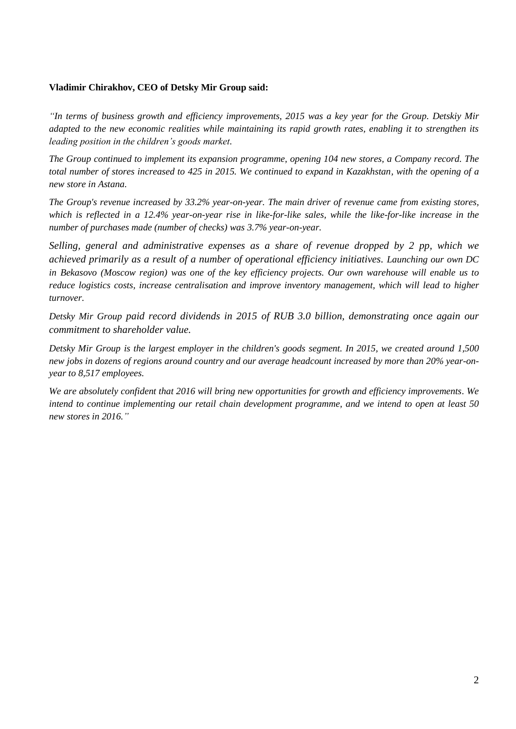**Vladimir Chirakhov, CEO of Detsky Mir Group said:**

*"In terms of business growth and efficiency improvements, 2015 was a key year for the Group. Detskiy Mir adapted to the new economic realities while maintaining its rapid growth rates, enabling it to strengthen its leading position in the children's goods market.*

*The Group continued to implement its expansion programme, opening 104 new stores, a Company record. The total number of stores increased to 425 in 2015. We continued to expand in Kazakhstan, with the opening of a new store in Astana.*

*The Group's revenue increased by 33.2% year-on-year. The main driver of revenue came from existing stores, which is reflected in a 12.4% year-on-year rise in like-for-like sales, while the like-for-like increase in the number of purchases made (number of checks) was 3.7% year-on-year.*

*Selling, general and administrative expenses as a share of revenue dropped by 2 pp, which we achieved primarily as a result of a number of operational efficiency initiatives. Launching our own DC in Bekasovo (Moscow region) was one of the key efficiency projects. Our own warehouse will enable us to reduce logistics costs, increase centralisation and improve inventory management, which will lead to higher turnover.*

*Detsky Mir Group paid record dividends in 2015 of RUB 3.0 billion, demonstrating once again our commitment to shareholder value.*

*Detsky Mir Group is the largest employer in the children's goods segment. In 2015, we created around 1,500 new jobs in dozens of regions around country and our average headcount increased by more than 20% year-on-year to 8,517 employees.*

*We are absolutely confident that 2016 will bring new opportunities for growth and efficiency improvements. We intend to continue implementing our retail chain development programme, and we intend to open at least 50 new stores in 2016."*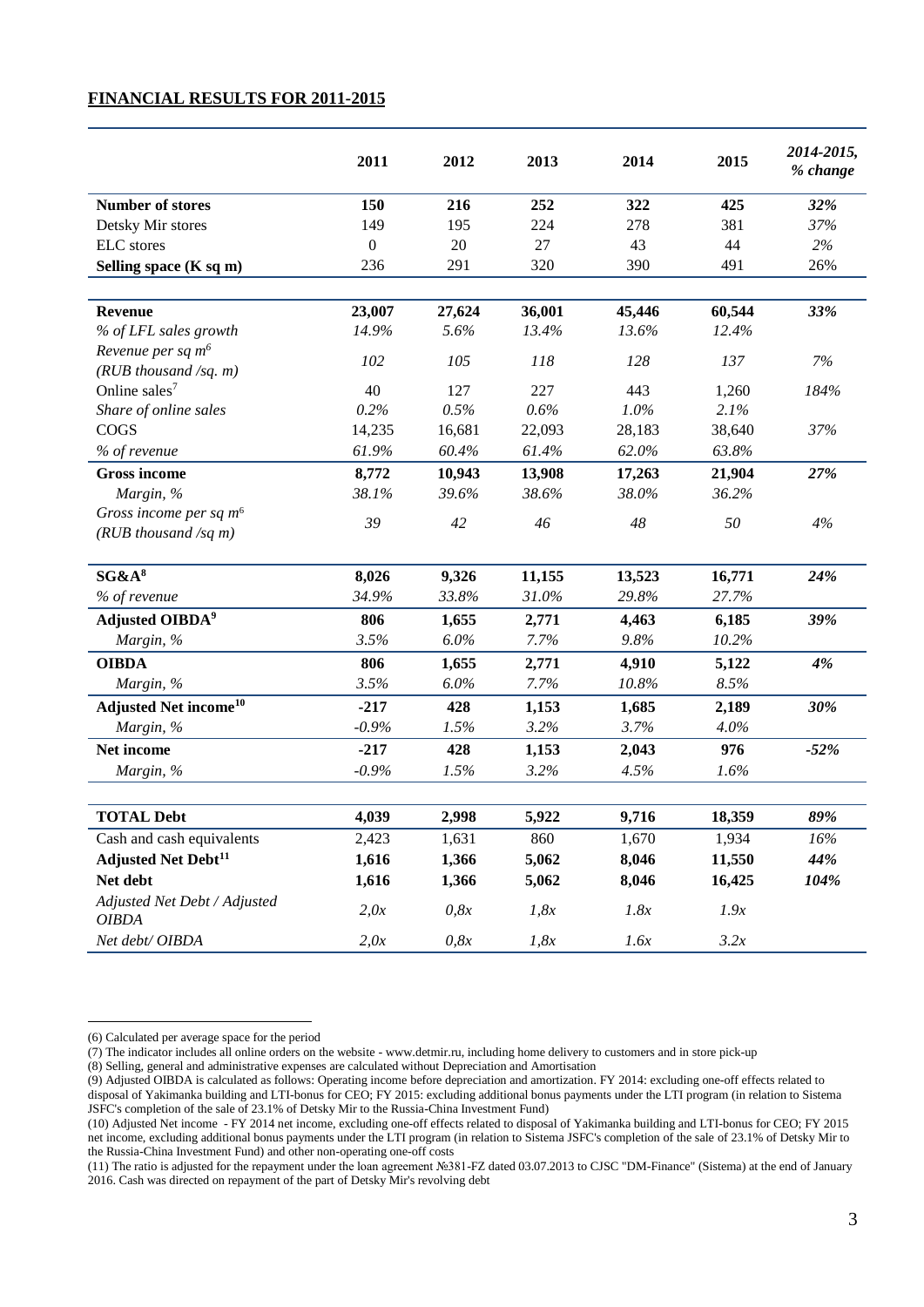## FINANCIAL RESULTS FOR 2011-2015

| | 2011 | 2012 | 2013 | 2014 | 2015 | *2014-2015, % change* |
|---|---|---|---|---|---|---|
| **Number of stores** | **150** | **216** | **252** | **322** | **425** | ***32%*** |
| Detsky Mir stores | 149 | 195 | 224 | 278 | 381 | *37%* |
| ELC stores | 0 | 20 | 27 | 43 | 44 | *2%* |
| **Selling space (K sq m)** | 236 | 291 | 320 | 390 | 491 | 26% |
| | | | | | | |
| **Revenue** | **23,007** | **27,624** | **36,001** | **45,446** | **60,544** | ***33%*** |
| *% of LFL sales growth* | *14.9%* | *5.6%* | *13.4%* | *13.6%* | *12.4%* | |
| *Revenue per sq m[6] (RUB thousand /sq. m)* | *102* | *105* | *118* | *128* | *137* | *7%* |
| Online sales[7] | 40 | 127 | 227 | 443 | 1,260 | *184%* |
| *Share of online sales* | *0.2%* | *0.5%* | *0.6%* | *1.0%* | *2.1%* | |
| COGS | 14,235 | 16,681 | 22,093 | 28,183 | 38,640 | *37%* |
| *% of revenue* | *61.9%* | *60.4%* | *61.4%* | *62.0%* | *63.8%* | |
| **Gross income** | **8,772** | **10,943** | **13,908** | **17,263** | **21,904** | ***27%*** |
| *Margin, %* | *38.1%* | *39.6%* | *38.6%* | *38.0%* | *36.2%* | |
| *Gross income per sq m[6] (RUB thousand /sq m)* | *39* | *42* | *46* | *48* | *50* | *4%* |
| | | | | | | |
| **SG&A[8]** | **8,026** | **9,326** | **11,155** | **13,523** | **16,771** | ***24%*** |
| *% of revenue* | *34.9%* | *33.8%* | *31.0%* | *29.8%* | *27.7%* | |
| **Adjusted OIBDA[9]** | **806** | **1,655** | **2,771** | **4,463** | **6,185** | ***39%*** |
| *Margin, %* | *3.5%* | *6.0%* | *7.7%* | *9.8%* | *10.2%* | |
| **OIBDA** | **806** | **1,655** | **2,771** | **4,910** | **5,122** | ***4%*** |
| *Margin, %* | *3.5%* | *6.0%* | *7.7%* | *10.8%* | *8.5%* | |
| **Adjusted Net income[10]** | **-217** | **428** | **1,153** | **1,685** | **2,189** | ***30%*** |
| *Margin, %* | *-0.9%* | *1.5%* | *3.2%* | *3.7%* | *4.0%* | |
| **Net income** | **-217** | **428** | **1,153** | **2,043** | **976** | ***-52%*** |
| *Margin, %* | *-0.9%* | *1.5%* | *3.2%* | *4.5%* | *1.6%* | |
| | | | | | | |
| **TOTAL Debt** | **4,039** | **2,998** | **5,922** | **9,716** | **18,359** | ***89%*** |
| Cash and cash equivalents | 2,423 | 1,631 | 860 | 1,670 | 1,934 | *16%* |
| **Adjusted Net Debt[11]** | **1,616** | **1,366** | **5,062** | **8,046** | **11,550** | ***44%*** |
| **Net debt** | **1,616** | **1,366** | **5,062** | **8,046** | **16,425** | ***104%*** |
| *Adjusted Net Debt / Adjusted OIBDA* | *2,0x* | *0,8x* | *1,8x* | *1.8x* | *1.9x* | |
| *Net debt/ OIBDA* | *2,0x* | *0,8x* | *1,8x* | *1.6x* | *3.2x* | |

(6) Calculated per average space for the period

(7) The indicator includes all online orders on the website - www.detmir.ru, including home delivery to customers and in store pick-up

(8) Selling, general and administrative expenses are calculated without Depreciation and Amortisation

(9) Adjusted OIBDA is calculated as follows: Operating income before depreciation and amortization. FY 2014: excluding one-off effects related to disposal of Yakimanka building and LTI-bonus for CEO; FY 2015: excluding additional bonus payments under the LTI program (in relation to Sistema JSFC's completion of the sale of 23.1% of Detsky Mir to the Russia-China Investment Fund)

(10) Adjusted Net income - FY 2014 net income, excluding one-off effects related to disposal of Yakimanka building and LTI-bonus for CEO; FY 2015 net income, excluding additional bonus payments under the LTI program (in relation to Sistema JSFC's completion of the sale of 23.1% of Detsky Mir to the Russia-China Investment Fund) and other non-operating one-off costs

(11) The ratio is adjusted for the repayment under the loan agreement №381-FZ dated 03.07.2013 to CJSC "DM-Finance" (Sistema) at the end of January 2016. Cash was directed on repayment of the part of Detsky Mir's revolving debt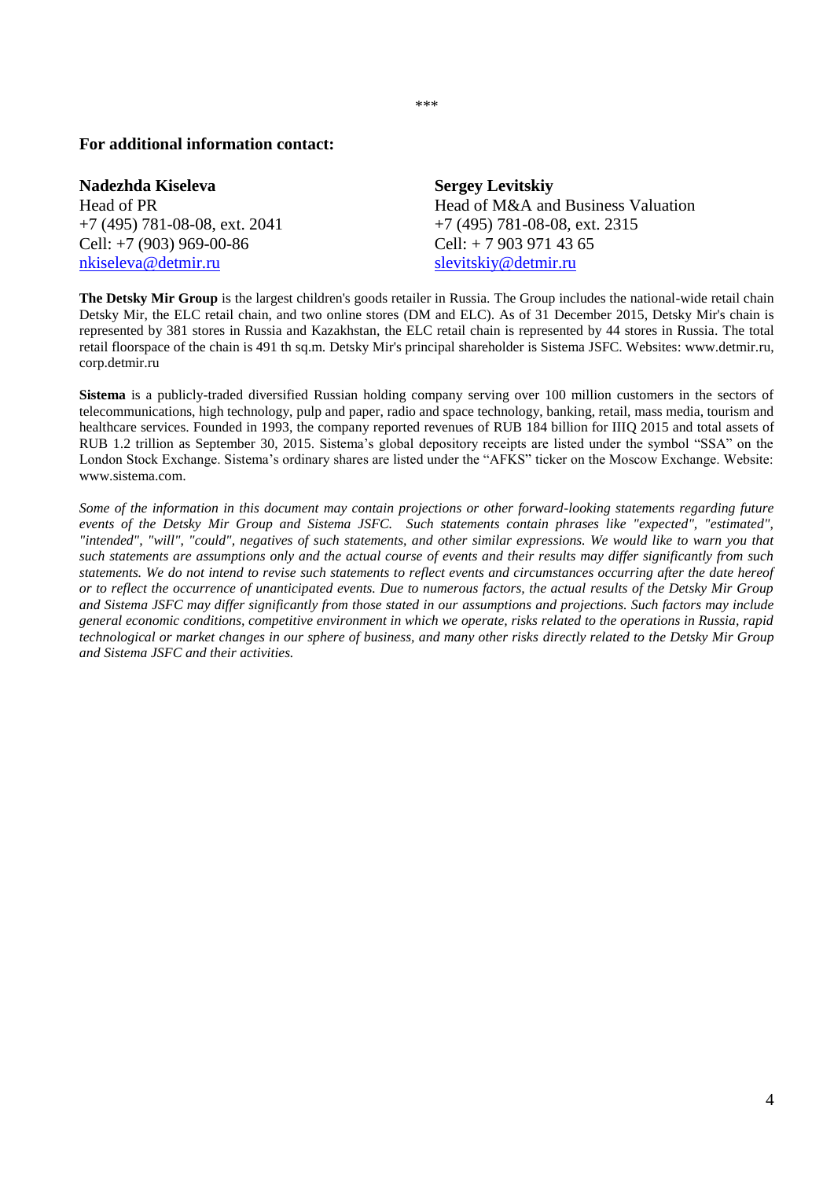***

**For additional information contact:**

**Nadezhda Kiseleva**
Head of PR
+7 (495) 781-08-08, ext. 2041
Cell: +7 (903) 969-00-86
nkiseleva@detmir.ru

**Sergey Levitskiy**
Head of M&A and Business Valuation
+7 (495) 781-08-08, ext. 2315
Cell: + 7 903 971 43 65
slevitskiy@detmir.ru

**The Detsky Mir Group** is the largest children's goods retailer in Russia. The Group includes the national-wide retail chain Detsky Mir, the ELC retail chain, and two online stores (DM and ELC). As of 31 December 2015, Detsky Mir's chain is represented by 381 stores in Russia and Kazakhstan, the ELC retail chain is represented by 44 stores in Russia. The total retail floorspace of the chain is 491 th sq.m. Detsky Mir's principal shareholder is Sistema JSFC. Websites: www.detmir.ru, corp.detmir.ru

**Sistema** is a publicly-traded diversified Russian holding company serving over 100 million customers in the sectors of telecommunications, high technology, pulp and paper, radio and space technology, banking, retail, mass media, tourism and healthcare services. Founded in 1993, the company reported revenues of RUB 184 billion for IIIQ 2015 and total assets of RUB 1.2 trillion as September 30, 2015. Sistema's global depository receipts are listed under the symbol "SSA" on the London Stock Exchange. Sistema's ordinary shares are listed under the "AFKS" ticker on the Moscow Exchange. Website: www.sistema.com.

*Some of the information in this document may contain projections or other forward-looking statements regarding future events of the Detsky Mir Group and Sistema JSFC. Such statements contain phrases like "expected", "estimated", "intended", "will", "could", negatives of such statements, and other similar expressions. We would like to warn you that such statements are assumptions only and the actual course of events and their results may differ significantly from such statements. We do not intend to revise such statements to reflect events and circumstances occurring after the date hereof or to reflect the occurrence of unanticipated events. Due to numerous factors, the actual results of the Detsky Mir Group and Sistema JSFC may differ significantly from those stated in our assumptions and projections. Such factors may include general economic conditions, competitive environment in which we operate, risks related to the operations in Russia, rapid technological or market changes in our sphere of business, and many other risks directly related to the Detsky Mir Group and Sistema JSFC and their activities.*